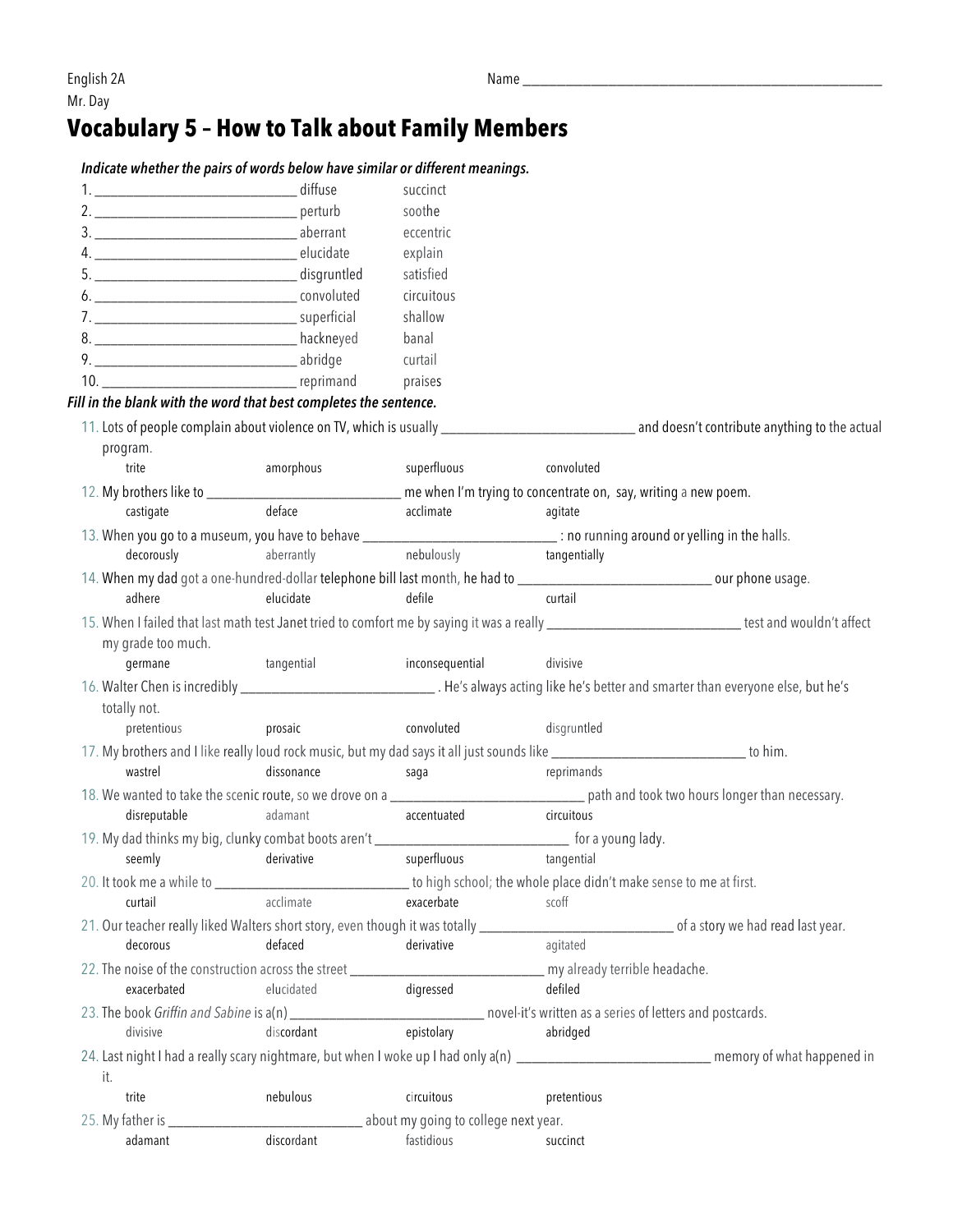English 2A
Mr. Day

Name ___________________________________________

# Vocabulary 5 – How to Talk about Family Members

***Indicate whether the pairs of words below have similar or different meanings.***

1. ___________________________ diffuse succinct
2. ___________________________ perturb soothe
3. ___________________________ aberrant eccentric
4. ___________________________ elucidate explain
5. ___________________________ disgruntled satisfied
6. ___________________________ convoluted circuitous
7. ___________________________ superficial shallow
8. ___________________________ hackneyed banal
9. ___________________________ abridge curtail
10. ___________________________ reprimand praises

***Fill in the blank with the word that best completes the sentence.***

11. Lots of people complain about violence on TV, which is usually ___________________________ and doesn't contribute anything to the actual program.
    trite amorphous superfluous convoluted
12. My brothers like to ___________________________ me when I'm trying to concentrate on, say, writing a new poem.
    castigate deface acclimate agitate
13. When you go to a museum, you have to behave ___________________________ : no running around or yelling in the halls.
    decorously aberrantly nebulously tangentially
14. When my dad got a one-hundred-dollar telephone bill last month, he had to ___________________________ our phone usage.
    adhere elucidate defile curtail
15. When I failed that last math test Janet tried to comfort me by saying it was a really ___________________________ test and wouldn't affect my grade too much.
    germane tangential inconsequential divisive
16. Walter Chen is incredibly ___________________________ . He's always acting like he's better and smarter than everyone else, but he's totally not.
    pretentious prosaic convoluted disgruntled
17. My brothers and I like really loud rock music, but my dad says it all just sounds like ___________________________ to him.
    wastrel dissonance saga reprimands
18. We wanted to take the scenic route, so we drove on a ___________________________ path and took two hours longer than necessary.
    disreputable adamant accentuated circuitous
19. My dad thinks my big, clunky combat boots aren't ___________________________ for a young lady.
    seemly derivative superfluous tangential
20. It took me a while to ___________________________ to high school; the whole place didn't make sense to me at first.
    curtail acclimate exacerbate scoff
21. Our teacher really liked Walters short story, even though it was totally ___________________________ of a story we had read last year.
    decorous defaced derivative agitated
22. The noise of the construction across the street ___________________________ my already terrible headache.
    exacerbated elucidated digressed defiled
23. The book *Griffin and Sabine* is a(n) ___________________________ novel-it's written as a series of letters and postcards.
    divisive discordant epistolary abridged
24. Last night I had a really scary nightmare, but when I woke up I had only a(n) ___________________________ memory of what happened in it.
    trite nebulous circuitous pretentious
25. My father is ___________________________ about my going to college next year.
    adamant discordant fastidious succinct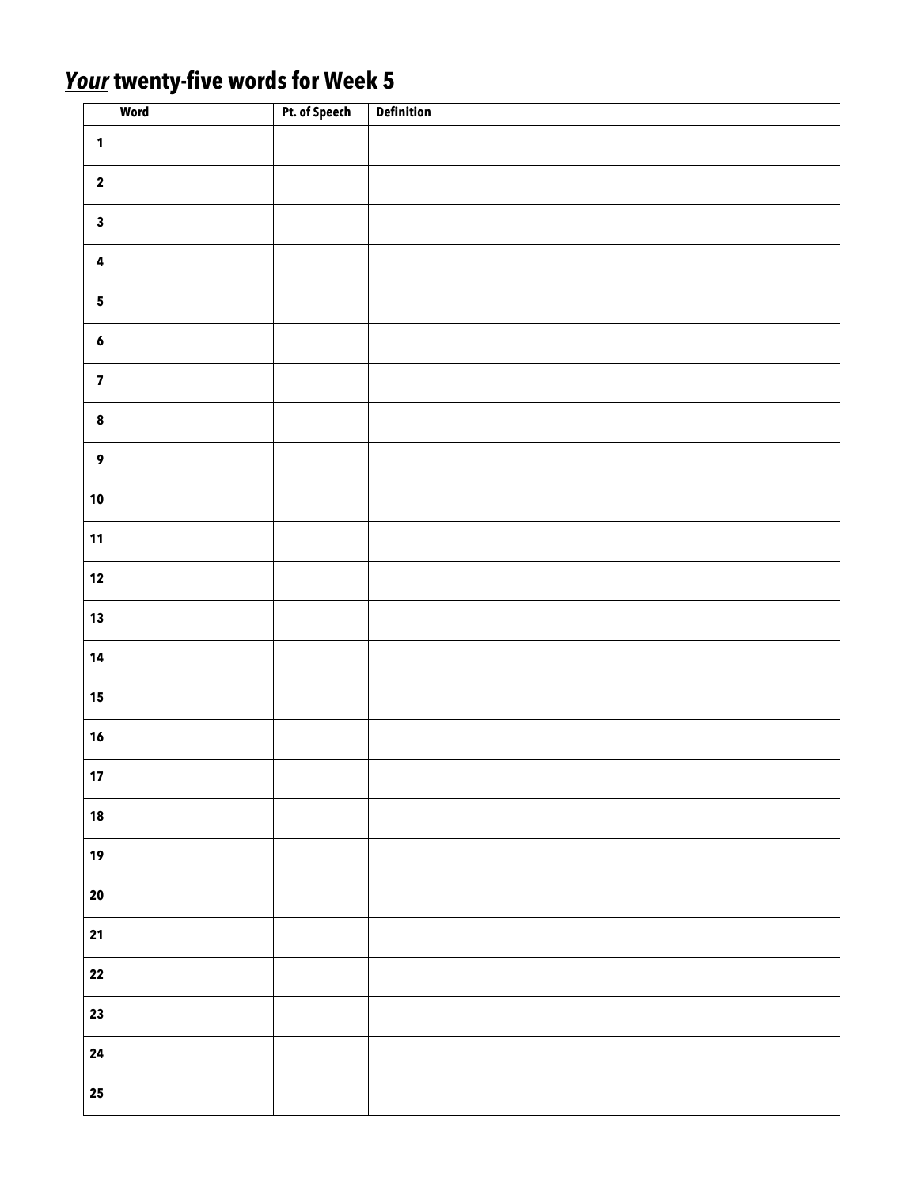# ***<u>Your</u>*** **twenty-five words for Week 5**

| | Word | Pt. of Speech | Definition |
|---|---|---|---|
| 1 | | | |
| 2 | | | |
| 3 | | | |
| 4 | | | |
| 5 | | | |
| 6 | | | |
| 7 | | | |
| 8 | | | |
| 9 | | | |
| 10 | | | |
| 11 | | | |
| 12 | | | |
| 13 | | | |
| 14 | | | |
| 15 | | | |
| 16 | | | |
| 17 | | | |
| 18 | | | |
| 19 | | | |
| 20 | | | |
| 21 | | | |
| 22 | | | |
| 23 | | | |
| 24 | | | |
| 25 | | | |